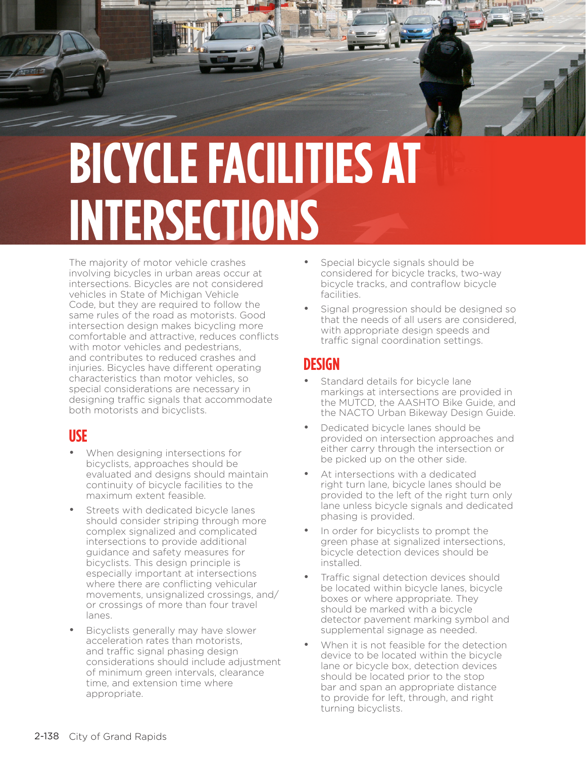# BICYCLE FACILITIES AT INTERSECTIONS

The majority of motor vehicle crashes involving bicycles in urban areas occur at intersections. Bicycles are not considered vehicles in State of Michigan Vehicle Code, but they are required to follow the same rules of the road as motorists. Good intersection design makes bicycling more comfortable and attractive, reduces conflicts with motor vehicles and pedestrians, and contributes to reduced crashes and injuries. Bicycles have different operating characteristics than motor vehicles, so special considerations are necessary in designing traffic signals that accommodate both motorists and bicyclists.

## USE

- When designing intersections for bicyclists, approaches should be evaluated and designs should maintain continuity of bicycle facilities to the maximum extent feasible.
- Streets with dedicated bicycle lanes should consider striping through more complex signalized and complicated intersections to provide additional guidance and safety measures for bicyclists. This design principle is especially important at intersections where there are conflicting vehicular movements, unsignalized crossings, and/or crossings of more than four travel lanes.
- Bicyclists generally may have slower acceleration rates than motorists, and traffic signal phasing design considerations should include adjustment of minimum green intervals, clearance time, and extension time where appropriate.
- Special bicycle signals should be considered for bicycle tracks, two-way bicycle tracks, and contraflow bicycle facilities.
- Signal progression should be designed so that the needs of all users are considered, with appropriate design speeds and traffic signal coordination settings.

## DESIGN

- Standard details for bicycle lane markings at intersections are provided in the MUTCD, the AASHTO Bike Guide, and the NACTO Urban Bikeway Design Guide.
- Dedicated bicycle lanes should be provided on intersection approaches and either carry through the intersection or be picked up on the other side.
- At intersections with a dedicated right turn lane, bicycle lanes should be provided to the left of the right turn only lane unless bicycle signals and dedicated phasing is provided.
- In order for bicyclists to prompt the green phase at signalized intersections, bicycle detection devices should be installed.
- Traffic signal detection devices should be located within bicycle lanes, bicycle boxes or where appropriate. They should be marked with a bicycle detector pavement marking symbol and supplemental signage as needed.
- When it is not feasible for the detection device to be located within the bicycle lane or bicycle box, detection devices should be located prior to the stop bar and span an appropriate distance to provide for left, through, and right turning bicyclists.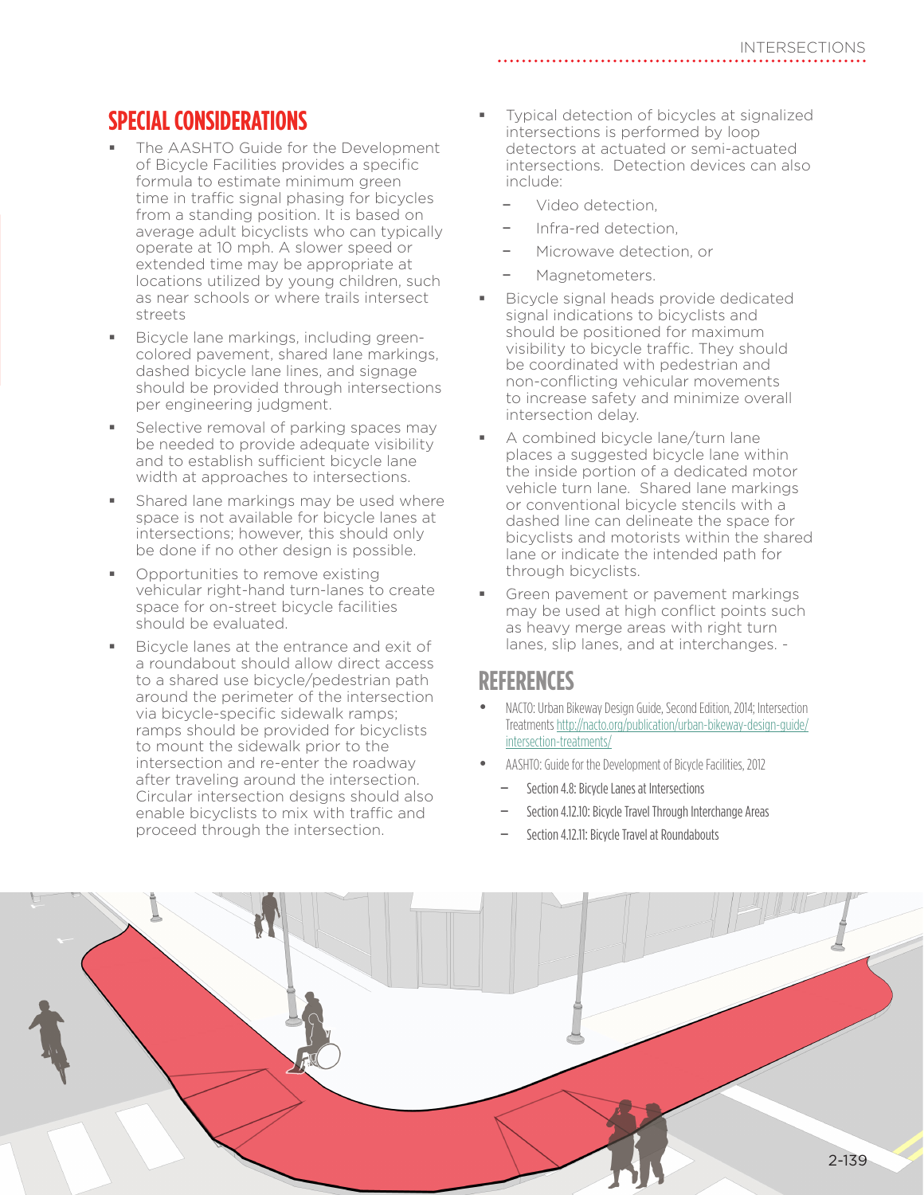## SPECIAL CONSIDERATIONS

- The AASHTO Guide for the Development of Bicycle Facilities provides a specific formula to estimate minimum green time in traffic signal phasing for bicycles from a standing position. It is based on average adult bicyclists who can typically operate at 10 mph. A slower speed or extended time may be appropriate at locations utilized by young children, such as near schools or where trails intersect streets
- Bicycle lane markings, including green-colored pavement, shared lane markings, dashed bicycle lane lines, and signage should be provided through intersections per engineering judgment.
- Selective removal of parking spaces may be needed to provide adequate visibility and to establish sufficient bicycle lane width at approaches to intersections.
- Shared lane markings may be used where space is not available for bicycle lanes at intersections; however, this should only be done if no other design is possible.
- Opportunities to remove existing vehicular right-hand turn-lanes to create space for on-street bicycle facilities should be evaluated.
- Bicycle lanes at the entrance and exit of a roundabout should allow direct access to a shared use bicycle/pedestrian path around the perimeter of the intersection via bicycle-specific sidewalk ramps; ramps should be provided for bicyclists to mount the sidewalk prior to the intersection and re-enter the roadway after traveling around the intersection. Circular intersection designs should also enable bicyclists to mix with traffic and proceed through the intersection.
- Typical detection of bicycles at signalized intersections is performed by loop detectors at actuated or semi-actuated intersections. Detection devices can also include:
  - Video detection,
  - Infra-red detection,
  - Microwave detection, or
  - Magnetometers.
- Bicycle signal heads provide dedicated signal indications to bicyclists and should be positioned for maximum visibility to bicycle traffic. They should be coordinated with pedestrian and non-conflicting vehicular movements to increase safety and minimize overall intersection delay.
- A combined bicycle lane/turn lane places a suggested bicycle lane within the inside portion of a dedicated motor vehicle turn lane. Shared lane markings or conventional bicycle stencils with a dashed line can delineate the space for bicyclists and motorists within the shared lane or indicate the intended path for through bicyclists.
- Green pavement or pavement markings may be used at high conflict points such as heavy merge areas with right turn lanes, slip lanes, and at interchanges. -

## REFERENCES

- NACTO: Urban Bikeway Design Guide, Second Edition, 2014; Intersection Treatments http://nacto.org/publication/urban-bikeway-design-guide/intersection-treatments/
- AASHTO: Guide for the Development of Bicycle Facilities, 2012
  - Section 4.8: Bicycle Lanes at Intersections
  - Section 4.12.10: Bicycle Travel Through Interchange Areas
  - Section 4.12.11: Bicycle Travel at Roundabouts